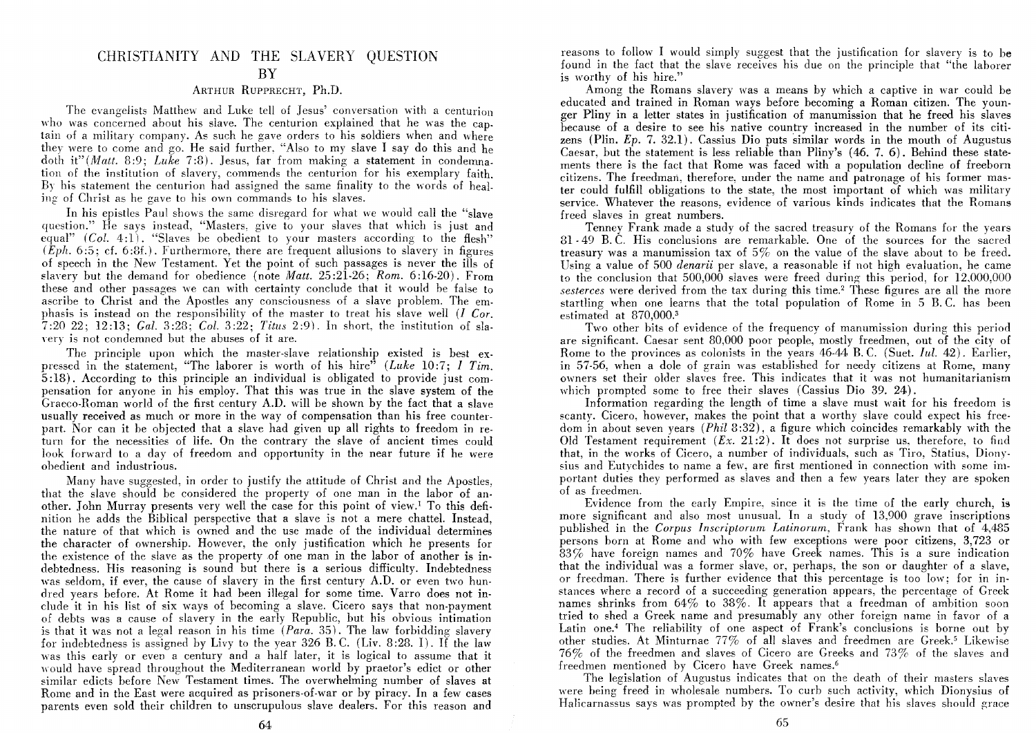# CHRISTIANITY AND THE SLAVERY QUESTION

## BY

### Arthur Rupprecht, Ph.D.

The evangelists Matthew and Luke tell of Jesus' conversation with a centurion who was concerned about his slave. The centurion explained that he was the captain of a military company. As such he gave orders to his soldiers when and where they were to come and go. He said further, "Also to my slave I say do this and he doth it" (*Matt.* 8:9; *Luke* 7:8). Jesus, far from making a statement in condemnation of the institution of slavery, commends the centurion for his exemplary faith. By his statement the centurion had assigned the same finality to the words of healing of Christ as he gave to his own commands to his slaves.

In his epistles Paul shows the same disregard for what we would call the "slave question." He says instead, "Masters, give to your slaves that which is just and equal" (*Col.* 4:1). "Slaves be obedient to your masters according to the flesh" (*Eph.* 6:5; cf. 6:8f.). Furthermore, there are frequent allusions to slavery in figures of speech in the New Testament. Yet the point of such passages is never the ills of slavery but the demand for obedience (note *Matt.* 25:21-26; *Rom.* 6:16-20). From these and other passages we can with certainty conclude that it would be false to ascribe to Christ and the Apostles any consciousness of a slave problem. The emphasis is instead on the responsibility of the master to treat his slave well (*I Cor.* 7:20 22; 12:13; *Gal.* 3:28; *Col.* 3:22; *Titus* 2:9). In short, the institution of slavery is not condemned but the abuses of it are.

The principle upon which the master-slave relationship existed is best expressed in the statement, "The laborer is worth of his hire" (*Luke* 10:7; *I Tim.* 5:18). According to this principle an individual is obligated to provide just compensation for anyone in his employ. That this was true in the slave system of the Graeco-Roman world of the first century A.D. will be shown by the fact that a slave usually received as much or more in the way of compensation than his free counterpart. Nor can it be objected that a slave had given up all rights to freedom in return for the necessities of life. On the contrary the slave of ancient times could look forward to a day of freedom and opportunity in the near future if he were obedient and industrious.

Many have suggested, in order to justify the attitude of Christ and the Apostles, that the slave should be considered the property of one man in the labor of another. John Murray presents very well the case for this point of view.[1] To this definition he adds the Biblical perspective that a slave is not a mere chattel. Instead, the nature of that which is owned and the use made of the individual determines the character of ownership. However, the only justification which he presents for the existence of the slave as the property of one man in the labor of another is indebtedness. His reasoning is sound but there is a serious difficulty. Indebtedness was seldom, if ever, the cause of slavery in the first century A.D. or even two hundred years before. At Rome it had been illegal for some time. Varro does not include it in his list of six ways of becoming a slave. Cicero says that non-payment of debts was a cause of slavery in the early Republic, but his obvious intimation is that it was not a legal reason in his time (*Para.* 35). The law forbidding slavery for indebtedness is assigned by Livy to the year 326 B.C. (Liv. 8:28. 1). If the law was this early or even a century and a half later, it is logical to assume that it would have spread throughout the Mediterranean world by praetor's edict or other similar edicts before New Testament times. The overwhelming number of slaves at Rome and in the East were acquired as prisoners-of-war or by piracy. In a few cases parents even sold their children to unscrupulous slave dealers. For this reason and reasons to follow I would simply suggest that the justification for slavery is to be found in the fact that the slave receives his due on the principle that "the laborer is worthy of his hire."

Among the Romans slavery was a means by which a captive in war could be educated and trained in Roman ways before becoming a Roman citizen. The younger Pliny in a letter states in justification of manumission that he freed his slaves because of a desire to see his native country increased in the number of its citizens (Plin. *Ep.* 7. 32.1). Cassius Dio puts similar words in the mouth of Augustus Caesar, but the statement is less reliable than Pliny's (46. 7. 6). Behind these statements there is the fact that Rome was faced with a population decline of freeborn citizens. The freedman, therefore, under the name and patronage of his former master could fulfill obligations to the state, the most important of which was military service. Whatever the reasons, evidence of various kinds indicates that the Romans freed slaves in great numbers.

Tenney Frank made a study of the sacred treasury of the Romans for the years 81 - 49 B.C. His conclusions are remarkable. One of the sources for the sacred treasury was a manumission tax of 5% on the value of the slave about to be freed. Using a value of 500 *denarii* per slave, a reasonable if not high evaluation, he came to the conclusion that 500,000 slaves were freed during this period, for 12,000,000 *sesterces* were derived from the tax during this time.[2] These figures are all the more startling when one learns that the total population of Rome in 5 B.C. has been estimated at 870,000.[3]

Two other bits of evidence of the frequency of manumission during this period are significant. Caesar sent 80,000 poor people, mostly freedmen, out of the city of Rome to the provinces as colonists in the years 46-44 B.C. (Suet. *Iul.* 42). Earlier, in 57-56, when a dole of grain was established for needy citizens at Rome, many owners set their older slaves free. This indicates that it was not humanitarianism which prompted some to free their slaves (Cassius Dio 39. 24).

Information regarding the length of time a slave must wait for his freedom is scanty. Cicero, however, makes the point that a worthy slave could expect his freedom in about seven years (*Phil* 8:32), a figure which coincides remarkably with the Old Testament requirement (*Ex.* 21:2). It does not surprise us, therefore, to find that, in the works of Cicero, a number of individuals, such as Tiro, Statius, Dionysius and Eutychides to name a few, are first mentioned in connection with some important duties they performed as slaves and then a few years later they are spoken of as freedmen.

Evidence from the early Empire, since it is the time of the early church, is more significant and also most unusual. In a study of 13,900 grave inscriptions published in the *Corpus Inscriptorum Latinorum*, Frank has shown that of 4,485 persons born at Rome and who with few exceptions were poor citizens, 3,723 or 83% have foreign names and 70% have Greek names. This is a sure indication that the individual was a former slave, or, perhaps, the son or daughter of a slave, or freedman. There is further evidence that this percentage is too low; for in instances where a record of a succeeding generation appears, the percentage of Greek names shrinks from 64% to 38%. It appears that a freedman of ambition soon tried to shed a Greek name and presumably any other foreign name in favor of a Latin one.[4] The reliability of one aspect of Frank's conclusions is borne out by other studies. At Minturnae 77% of all slaves and freedmen are Greek.[5] Likewise 76% of the freedmen and slaves of Cicero are Greeks and 73% of the slaves and freedmen mentioned by Cicero have Greek names.[6]

The legislation of Augustus indicates that on the death of their masters slaves were being freed in wholesale numbers. To curb such activity, which Dionysius of Halicarnassus says was prompted by the owner's desire that his slaves should grace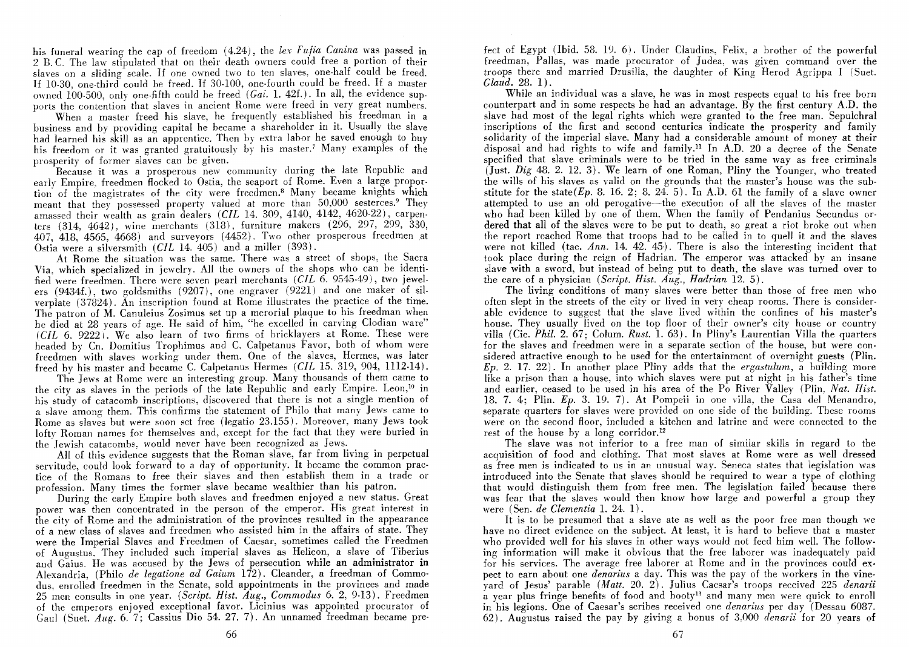his funeral wearing the cap of freedom (4.24), the *lex Fufia Canina* was passed in 2 B.C. The law stipulated that on their death owners could free a portion of their slaves on a sliding scale. If one owned two to ten slaves, one-half could be freed. If 10-30, one-third could be freed. If 30-100, one-fourth could be freed. If a master owned 100-500, only one-fifth could be freed (*Gai.* 1. 42f.). In all, the evidence supports the contention that slaves in ancient Rome were freed in very great numbers.

When a master freed his slave, he frequently established his freedman in a business and by providing capital he became a shareholder in it. Usually the slave had learned his skill as an apprentice. Then by extra labor he saved enough to buy his freedom or it was granted gratuitously by his master.[7] Many examples of the prosperity of former slaves can be given.

Because it was a prosperous new community during the late Republic and early Empire, freedmen flocked to Ostia, the seaport of Rome. Even a large proportion of the magistrates of the city were freedmen.[8] Many became knights which meant that they possessed property valued at more than 50,000 sesterces.[9] They amassed their wealth as grain dealers (*CIL* 14. 309, 4140, 4142, 4620-22), carpenters (314, 4642), wine merchants (318), furniture makers (296, 297, 299, 330, 407, 418, 4565, 4668) and surveyors (4452). Two other prosperous freedmen at Ostia were a silversmith (*CIL* 14. 405) and a miller (393).

At Rome the situation was the same. There was a street of shops, the Sacra Via, which specialized in jewelry. All the owners of the shops who can be identified were freedmen. There were seven pearl merchants (*CIL* 6. 9545-49), two jewelers (9434f.), two goldsmiths (9207), one engraver (9221) and one maker of silverplate (37824). An inscription found at Rome illustrates the practice of the time. The patron of M. Canuleius Zosimus set up a merorial plaque to his freedman when he died at 28 years of age. He said of him, "he excelled in carving Clodian ware" (*CIL* 6. 9222). We also learn of two firms of bricklayers at Rome. These were headed by Cn. Domitius Trophimus and C. Calpetanus Favor, both of whom were freedmen with slaves working under them. One of the slaves, Hermes, was later freed by his master and became C. Calpetanus Hermes (*CIL* 15. 319, 904, 1112-14).

The Jews at Rome were an interesting group. Many thousands of them came to the city as slaves in the periods of the late Republic and early Empire. Leon,[10] in his study of catacomb inscriptions, discovered that there is not a single mention of a slave among them. This confirms the statement of Philo that many Jews came to Rome as slaves but were soon set free (legatio 23.155). Moreover, many Jews took lofty Roman names for themselves and, except for the fact that they were buried in the Jewish catacombs, would never have been recognized as Jews.

All of this evidence suggests that the Roman slave, far from living in perpetual servitude, could look forward to a day of opportunity. It became the common practice of the Romans to free their slaves and then establish them in a trade or profession. Many times the former slave became wealthier than his patron.

During the early Empire both slaves and freedmen enjoyed a new status. Great power was then concentrated in the person of the emperor. His great interest in the city of Rome and the administration of the provinces resulted in the appearance of a new class of slaves and freedmen who assisted him in the affairs of state. They were the Imperial Slaves and Freedmen of Caesar, sometimes called the Freedmen of Augustus. They included such imperial slaves as Helicon, a slave of Tiberius and Gaius. He was accused by the Jews of persecution while an administrator in Alexandria, (Philo *de legatione ad Gaium* 172). Cleander, a freedman of Commodus, enrolled freedmen in the Senate, sold appointments in the provinces and made 25 men consuls in one year. (*Script. Hist. Aug., Commodus* 6. 2, 9-13). Freedmen of the emperors enjoyed exceptional favor. Licinius was appointed procurator of Gaul (Suet. *Aug.* 6. 7; Cassius Dio 54. 27. 7). An unnamed freedman became prefect of Egypt (Ibid. 58. 19. 6). Under Claudius, Felix, a brother of the powerful freedman, Pallas, was made procurator of Judea, was given command over the troops there and married Drusilla, the daughter of King Herod Agrippa I (Suet. *Claud.* 28. 1).

While an individual was a slave, he was in most respects equal to his free born counterpart and in some respects he had an advantage. By the first century A.D. the slave had most of the legal rights which were granted to the free man. Sepulchral inscriptions of the first and second centuries indicate the prosperity and family solidarity of the imperial slave. Many had a considerable amount of money at their disposal and had rights to wife and family.[11] In A.D. 20 a decree of the Senate specified that slave criminals were to be tried in the same way as free criminals (Just. *Dig* 48. 2. 12. 3). We learn of one Roman, Pliny the Younger, who treated the wills of his slaves as valid on the grounds that the master's house was the substitute for the state(*Ep.* 8. 16. 2; 8. 24. 5). In A.D. 61 the family of a slave owner attempted to use an old perogative—the execution of all the slaves of the master who had been killed by one of them. When the family of Pendanius Secundus ordered that all of the slaves were to be put to death, so great a riot broke out when the report reached Rome that troops had to be called in to quell it and the slaves were not killed (tac. *Ann.* 14. 42. 45). There is also the interesting incident that took place during the reign of Hadrian. The emperor was attacked by an insane slave with a sword, but instead of being put to death, the slave was turned over to the care of a physician (*Script. Hist. Aug., Hadrian* 12. 5).

The living conditions of many slaves were better than those of free men who often slept in the streets of the city or lived in very cheap rooms. There is considerable evidence to suggest that the slave lived within the confines of his master's house. They usually lived on the top floor of their owner's city house or country villa (Cic. *Phil.* 2. 67; Colum. *Rust.* 1. 63). In Pliny's Laurentian Villa the quarters for the slaves and freedmen were in a separate section of the house, but were considered attractive enough to be used for the entertainment of overnight guests (Plin. *Ep.* 2. 17. 22). In another place Pliny adds that the *ergastulum*, a building more like a prison than a house, into which slaves were put at night in his father's time and earlier, ceased to be used in his area of the Po River Valley (Plin. *Nat. Hist.* 18. 7. 4; Plin. *Ep.* 3. 19. 7). At Pompeii in one villa, the Casa del Menandro, separate quarters for slaves were provided on one side of the building. These rooms were on the second floor, included a kitchen and latrine and were connected to the rest of the house by a long corridor.[12]

The slave was not inferior to a free man of similar skills in regard to the acquisition of food and clothing. That most slaves at Rome were as well dressed as free men is indicated to us in an unusual way. Seneca states that legislation was introduced into the Senate that slaves should be required to wear a type of clothing that would distinguish them from free men. The legislation failed because there was fear that the slaves would then know how large and powerful a group they were (Sen. *de Clementia* 1. 24. 1).

It is to be presumed that a slave ate as well as the poor free man though we have no direct evidence on the subject. At least, it is hard to believe that a master who provided well for his slaves in other ways would not feed him well. The following information will make it obvious that the free laborer was inadequately paid for his services. The average free laborer at Rome and in the provinces could expect to earn about one *denarius* a day. This was the pay of the workers in the vineyard of Jesus' parable (*Matt.* 20. 2). Julius Caesar's troops received 225 *denarii* a year plus fringe benefits of food and booty[13] and many men were quick to enroll in his legions. One of Caesar's scribes received one *denarius* per day (Dessau 6087. 62). Augustus raised the pay by giving a bonus of 3,000 *denarii* for 20 years of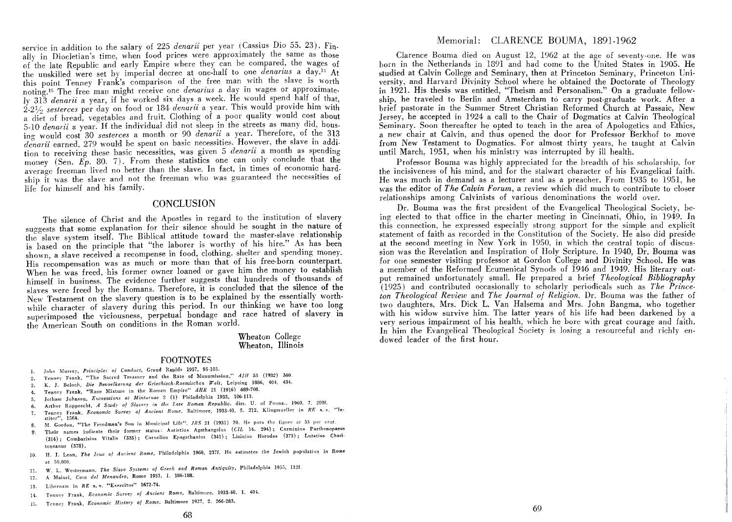service in addition to the salary of 225 *denarii* per year (Cassius Dio 55. 23). Finally in Diocletian's time, when food prices were approximately the same as those of the late Republic and early Empire where they can be compared, the wages of the unskilled were set by imperial decree at one-half to one *denarius* a day.[14] At this point Tenney Frank's comparison of the free man with the slave is worth noting.[15] The free man might receive one *denarius* a day in wages or approximately 313 *denarii* a year, if he worked six days a week. He would spend half of that, 2-2½ *sesterces* per day on food or 184 *denarii* a year. This would provide him with a diet of bread, vegetables and fruit. Clothing of a poor quality would cost about 5-10 *denarii* a year. If the individual did not sleep in the streets as many did, housing would cost 30 *sesterces* a month or 90 *denarii* a year. Therefore, of the 313 *denarii* earned, 279 would be spent on basic necessities. However, the slave in addition to receiving these basic necessities, was given 5 *denarii* a month as spending money (Sen. *Ep.* 80. 7). From these statistics one can only conclude that the average freeman lived no better than the slave. In fact, in times of economic hardship it was the slave and not the freeman who was guaranteed the necessities of life for himself and his family.

## CONCLUSION

The silence of Christ and the Apostles in regard to the institution of slavery suggests that some explanation for their silence should be sought in the nature of the slave system itself. The Biblical attitude toward the master-slave relationship is based on the principle that "the laborer is worthy of his hire." As has been shown, a slave received a recompense in food, clothing, shelter and spending money. His recompensation was as much or more than that of his free-born counterpart. When he was freed, his former owner loaned or gave him the money to establish himself in business. The evidence further suggests that hundreds of thousands of slaves were freed by the Romans. Therefore, it is concluded that the silence of the New Testament on the slavery question is to be explained by the essentially worthwhile character of slavery during this period. In our thinking we have too long superimposed the viciousness, perpetual bondage and race hatred of slavery in the American South on conditions in the Roman world.

Wheaton College
Wheaton, Illinois

## FOOTNOTES

1. John Murray, *Principles of Conduct*, Grand Rapids 1957, 95-103.
2. Tenney Frank, "The Sacred Treasury and the Rate of Manumission," *AJP* 53 (1932) 360.
3. K. J. Beloch, *Die Bevoelkerung der Griechisch-Roemischen Welt*, Leipzing 1886, 404, 434.
4. Tenney Frank, "Race Mixture in the Roman Empire" *AHR* 21 (1916) 689-708.
5. Jotham Johnson, *Excavations at Minturnae* 2 (1) Philadelphia 1933, 106-113.
6. Arthur Rupprecht, *A Study of Slavery in the Late Roman Republic*, diss. U. of Penna., 1960, 7, 200f.
7. Tenney Frank, *Economic Survey of Ancient Rome*, Baltimore, 1933-40, 5, 212. Klingmueller in *RE* s. v. "Institor", 1564.
8. M. Gordon, "The Freedman's Son in Municipal Life", *JRS* 21 (1931) 70. He puts the figure at 33 per cent.
9. Their names indicate their former status: Antistius Agathangelus (*CIL* 14. 294); Carminius Parthenopaeus (314); Combarisius Vitalis (335); Cornelius Epagathanius (341); Licinius Herodes (373); Lutatius Charitoneanus (378).
10. H. J. Leon, *The Jews of Ancient Rome*, Philadelphia 1960, 237f. He estimates the Jewish population in Rome at 50,000.
11. W. L. Westermann, *The Slave Systems of Greek and Roman Antiquity*, Philadelphia 1955, 112f.
12. A Maiuri, *Casa del Menandro*, Rome 1933, 1. 186-188.
13. Libernam in *RE* s. v. "Exercitus" 1672-74.
14. Tenney Frank, *Economic Survey of Ancient Rome*, Baltimore, 1933-40, 1. 404.
15. Tenney Frank, *Economic History of Rome*, Baltimore 1927, 2. 266-283.

# Memorial: CLARENCE BOUMA, 1891-1962

Clarence Bouma died on August 12, 1962 at the age of seventy-one. He was born in the Netherlands in 1891 and had come to the United States in 1905. He studied at Calvin College and Seminary, then at Princeton Seminary, Princeton University, and Harvard Divinity School where he obtained the Doctorate of Theology in 1921. His thesis was entitled, "Theism and Personalism." On a graduate fellowship, he traveled to Berlin and Amsterdam to carry post-graduate work. After a brief pastorate in the Summer Street Christian Reformed Church at Passaic, New Jersey, he accepted in 1924 a call to the Chair of Dogmatics at Calvin Theological Seminary. Soon thereafter he opted to teach in the area of Apologetics and Ethics, a new chair at Calvin, and thus opened the door for Professor Berkhof to move from New Testament to Dogmatics. For almost thirty years, he taught at Calvin until March, 1951, when his ministry was interrupted by ill health.

Professor Bouma was highly appreciated for the breadth of his scholarship, for the incisiveness of his mind, and for the stalwart character of his Evangelical faith. He was much in demand as a lecturer and as a preacher. From 1935 to 1951, he was the editor of ***The Calvin Forum***, a review which did much to contribute to closer relationships among Calvinists of various denominations the world over.

Dr. Bouma was the first president of the Evangelical Theological Society, being elected to that office in the charter meeting in Cincinnati, Ohio, in 1949. In this connection, he expressed especially strong support for the simple and explicit statement of faith as recorded in the Constitution of the Society. He also did preside at the second meeting in New York in 1950, in which the central topic of discussion was the Revelation and Inspiration of Holy Scripture. In 1940, Dr. Bouma was for one semester visiting professor at Gordon College and Divinity School. He was a member of the Reformed Ecumenical Synods of 1946 and 1949. His literary output remained unfortunately small. He prepared a brief ***Theological Bibliography*** (1925) and contributed occasionally to scholarly periodicals such as *The Princeton Theological Review* and *The Journal of Religion*. Dr. Bouma was the father of two daughters, Mrs. Dick L. Van Halsema and Mrs. John Bangma, who together with his widow survive him. The latter years of his life had been darkened by a very serious impairment of his health, which he bore with great courage and faith. In him the Evangelical Theological Society is losing a resourceful and richly endowed leader of the first hour.